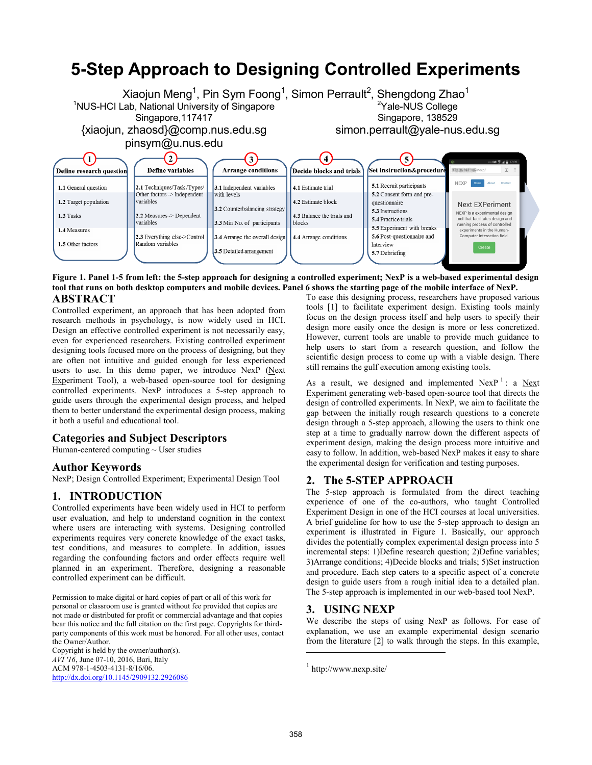# 5-Step Approach to Designing Controlled Experiments

Xiaojun Meng[1], Pin Sym Foong[1], Simon Perrault[2], Shengdong Zhao[1]

[1]NUS-HCI Lab, National University of Singapore
Singapore,117417
{xiaojun, zhaosd}@comp.nus.edu.sg
pinsym@u.nus.edu

[2]Yale-NUS College
Singapore, 138529
simon.perrault@yale-nus.edu.sg

| 1 Define research question | 2 Define variables | 3 Arrange conditions | 4 Decide blocks and trials | 5 Set instruction&procedure |
|---|---|---|---|---|
| 1.1 General question | 2.1 Techniques/Task /Types/ Other factors -> Independent variables | 3.1 Independent variables with levels | 4.1 Estimate trial | 5.1 Recruit participants |
| 1.2 Target population | 2.2 Measures -> Dependent variables | 3.2 Counterbalancing strategy | 4.2 Estimate block | 5.2 Consent form and pre-questionnaire |
| 1.3 Tasks | 2.3 Everything else->Control Random variables | 3.3 Min No. of participants | 4.3 Balance the trials and blocks | 5.3 Instructions |
| 1.4 Measures | | 3.4 Arrange the overall design | 4.4 Arrange conditions | 5.4 Practice trials |
| 1.5 Other factors | | 3.5 Detailed arrangement | | 5.5 Experiment with breaks |
| | | | | 5.6 Post-questionnaire and Interview |
| | | | | 5.7 Debriefing |

Next EXPeriment
NEXP is a experimental design tool that facilitates design and running process of controlled experiments in the Human-Computer Interaction field.
Create

**Figure 1. Panel 1-5 from left: the 5-step approach for designing a controlled experiment; NexP is a web-based experimental design tool that runs on both desktop computers and mobile devices. Panel 6 shows the starting page of the mobile interface of NexP.**

## ABSTRACT

Controlled experiment, an approach that has been adopted from research methods in psychology, is now widely used in HCI. Design an effective controlled experiment is not necessarily easy, even for experienced researchers. Existing controlled experiment designing tools focused more on the process of designing, but they are often not intuitive and guided enough for less experienced users to use. In this demo paper, we introduce NexP (Next Experiment Tool), a web-based open-source tool for designing controlled experiments. NexP introduces a 5-step approach to guide users through the experimental design process, and helped them to better understand the experimental design process, making it both a useful and educational tool.

## Categories and Subject Descriptors

Human-centered computing ~ User studies

## Author Keywords

NexP; Design Controlled Experiment; Experimental Design Tool

## 1. INTRODUCTION

Controlled experiments have been widely used in HCI to perform user evaluation, and help to understand cognition in the context where users are interacting with systems. Designing controlled experiments requires very concrete knowledge of the exact tasks, test conditions, and measures to complete. In addition, issues regarding the confounding factors and order effects require well planned in an experiment. Therefore, designing a reasonable controlled experiment can be difficult.

Permission to make digital or hard copies of part or all of this work for personal or classroom use is granted without fee provided that copies are not made or distributed for profit or commercial advantage and that copies bear this notice and the full citation on the first page. Copyrights for third-party components of this work must be honored. For all other uses, contact the Owner/Author.
Copyright is held by the owner/author(s).
*AVI '16*, June 07-10, 2016, Bari, Italy
ACM 978-1-4503-4131-8/16/06.
http://dx.doi.org/10.1145/2909132.2926086

To ease this designing process, researchers have proposed various tools [1] to facilitate experiment design. Existing tools mainly focus on the design process itself and help users to specify their design more easily once the design is more or less concretized. However, current tools are unable to provide much guidance to help users to start from a research question, and follow the scientific design process to come up with a viable design. There still remains the gulf execution among existing tools.

As a result, we designed and implemented NexP[1]: a Next Experiment generating web-based open-source tool that directs the design of controlled experiments. In NexP, we aim to facilitate the gap between the initially rough research questions to a concrete design through a 5-step approach, allowing the users to think one step at a time to gradually narrow down the different aspects of experiment design, making the design process more intuitive and easy to follow. In addition, web-based NexP makes it easy to share the experimental design for verification and testing purposes.

## 2. The 5-STEP APPROACH

The 5-step approach is formulated from the direct teaching experience of one of the co-authors, who taught Controlled Experiment Design in one of the HCI courses at local universities. A brief guideline for how to use the 5-step approach to design an experiment is illustrated in Figure 1. Basically, our approach divides the potentially complex experimental design process into 5 incremental steps: 1)Define research question; 2)Define variables; 3)Arrange conditions; 4)Decide blocks and trials; 5)Set instruction and procedure. Each step caters to a specific aspect of a concrete design to guide users from a rough initial idea to a detailed plan. The 5-step approach is implemented in our web-based tool NexP.

## 3. USING NEXP

We describe the steps of using NexP as follows. For ease of explanation, we use an example experimental design scenario from the literature [2] to walk through the steps. In this example,

[1] http://www.nexp.site/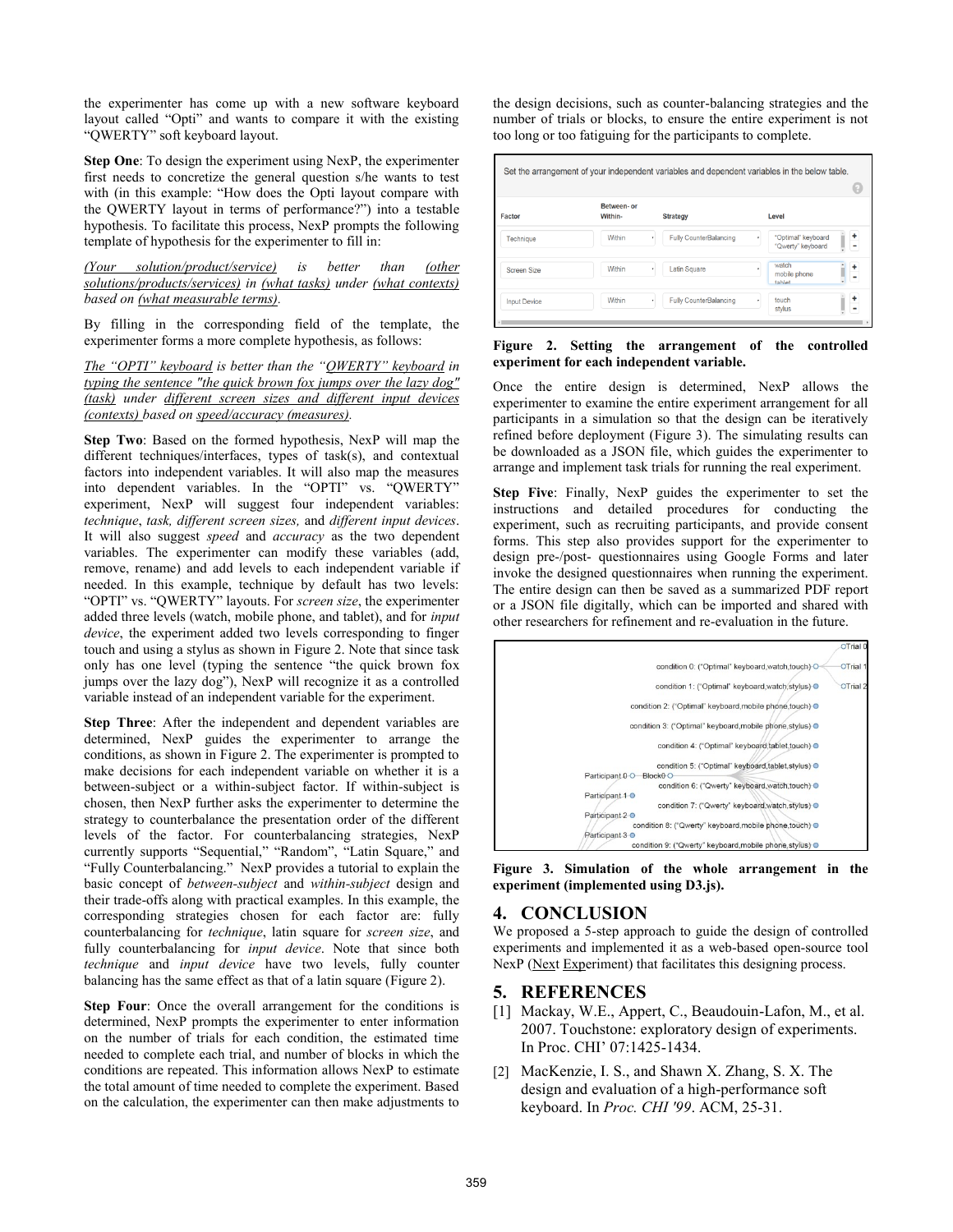the experimenter has come up with a new software keyboard layout called "Opti" and wants to compare it with the existing "QWERTY" soft keyboard layout.

**Step One**: To design the experiment using NexP, the experimenter first needs to concretize the general question s/he wants to test with (in this example: "How does the Opti layout compare with the QWERTY layout in terms of performance?") into a testable hypothesis. To facilitate this process, NexP prompts the following template of hypothesis for the experimenter to fill in:

*(Your solution/product/service)* is better than *(other solutions/products/services)* in *(what tasks)* under *(what contexts)* based on *(what measurable terms)*.

By filling in the corresponding field of the template, the experimenter forms a more complete hypothesis, as follows:

*The "OPTI" keyboard* is better than the *"QWERTY" keyboard* in *typing the sentence "the quick brown fox jumps over the lazy dog" (task)* under *different screen sizes and different input devices (contexts)* based on *speed/accuracy (measures)*.

**Step Two**: Based on the formed hypothesis, NexP will map the different techniques/interfaces, types of task(s), and contextual factors into independent variables. It will also map the measures into dependent variables. In the "OPTI" vs. "QWERTY" experiment, NexP will suggest four independent variables: *technique*, *task, different screen sizes,* and *different input devices*. It will also suggest *speed* and *accuracy* as the two dependent variables. The experimenter can modify these variables (add, remove, rename) and add levels to each independent variable if needed. In this example, technique by default has two levels: "OPTI" vs. "QWERTY" layouts. For *screen size*, the experimenter added three levels (watch, mobile phone, and tablet), and for *input device*, the experiment added two levels corresponding to finger touch and using a stylus as shown in Figure 2. Note that since task only has one level (typing the sentence "the quick brown fox jumps over the lazy dog"), NexP will recognize it as a controlled variable instead of an independent variable for the experiment.

**Step Three**: After the independent and dependent variables are determined, NexP guides the experimenter to arrange the conditions, as shown in Figure 2. The experimenter is prompted to make decisions for each independent variable on whether it is a between-subject or a within-subject factor. If within-subject is chosen, then NexP further asks the experimenter to determine the strategy to counterbalance the presentation order of the different levels of the factor. For counterbalancing strategies, NexP currently supports "Sequential," "Random", "Latin Square," and "Fully Counterbalancing." NexP provides a tutorial to explain the basic concept of *between-subject* and *within-subject* design and their trade-offs along with practical examples. In this example, the corresponding strategies chosen for each factor are: fully counterbalancing for *technique*, latin square for *screen size*, and fully counterbalancing for *input device*. Note that since both *technique* and *input device* have two levels, fully counter balancing has the same effect as that of a latin square (Figure 2).

**Step Four**: Once the overall arrangement for the conditions is determined, NexP prompts the experimenter to enter information on the number of trials for each condition, the estimated time needed to complete each trial, and number of blocks in which the conditions are repeated. This information allows NexP to estimate the total amount of time needed to complete the experiment. Based on the calculation, the experimenter can then make adjustments to the design decisions, such as counter-balancing strategies and the number of trials or blocks, to ensure the entire experiment is not too long or too fatiguing for the participants to complete.

Set the arrangement of your independent variables and dependent variables in the below table.

| Factor | Between- or Within- | Strategy | Level |
|---|---|---|---|
| Technique | Within | Fully CounterBalancing | "Optimal" keyboard, "Qwerty" keyboard |
| Screen Size | Within | Latin Square | watch, mobile phone, tablet |
| Input Device | Within | Fully CounterBalancing | touch, stylus |

**Figure 2. Setting the arrangement of the controlled experiment for each independent variable.**

Once the entire design is determined, NexP allows the experimenter to examine the entire experiment arrangement for all participants in a simulation so that the design can be iteratively refined before deployment (Figure 3). The simulating results can be downloaded as a JSON file, which guides the experimenter to arrange and implement task trials for running the real experiment.

**Step Five**: Finally, NexP guides the experimenter to set the instructions and detailed procedures for conducting the experiment, such as recruiting participants, and provide consent forms. This step also provides support for the experimenter to design pre-/post- questionnaires using Google Forms and later invoke the designed questionnaires when running the experiment. The entire design can then be saved as a summarized PDF report or a JSON file digitally, which can be imported and shared with other researchers for refinement and re-evaluation in the future.

Trial 0
Trial 1
Trial 2
condition 0: ("Optimal" keyboard,watch,touch)
condition 1: ("Optimal" keyboard,watch,stylus)
condition 2: ("Optimal" keyboard,mobile phone,touch)
condition 3: ("Optimal" keyboard,mobile phone,stylus)
condition 4: ("Optimal" keyboard,tablet,touch)
condition 5: ("Optimal" keyboard,tablet,stylus)
Participant 0
Block0
condition 6: ("Qwerty" keyboard,watch,touch)
Participant 1
condition 7: ("Qwerty" keyboard,watch,stylus)
Participant 2
condition 8: ("Qwerty" keyboard,mobile phone,touch)
Participant 3
condition 9: ("Qwerty" keyboard,mobile phone,stylus)

**Figure 3. Simulation of the whole arrangement in the experiment (implemented using D3.js).**

# 4. CONCLUSION

We proposed a 5-step approach to guide the design of controlled experiments and implemented it as a web-based open-source tool NexP (<u>Ne</u>xt E<u>xp</u>eriment) that facilitates this designing process.

# 5. REFERENCES

[1] Mackay, W.E., Appert, C., Beaudouin-Lafon, M., et al. 2007. Touchstone: exploratory design of experiments. In Proc. CHI' 07:1425-1434.

[2] MacKenzie, I. S., and Shawn X. Zhang, S. X. The design and evaluation of a high-performance soft keyboard. In *Proc. CHI '99*. ACM, 25-31.